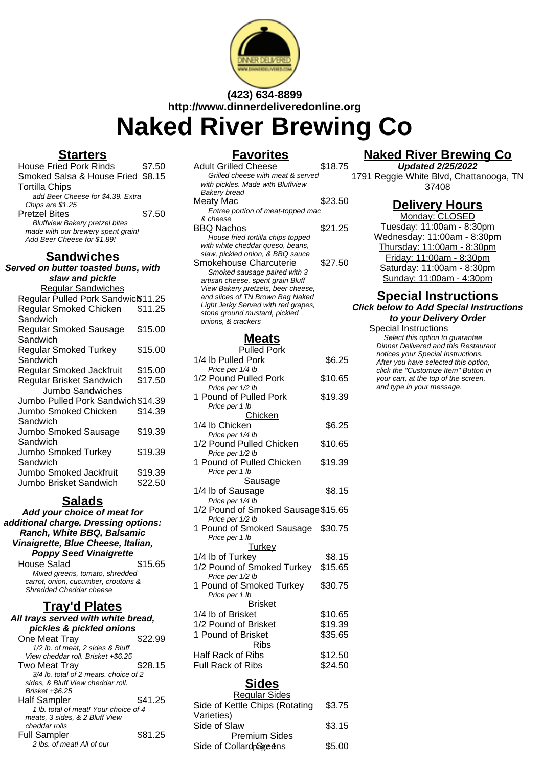(423) 634-8899
http://www.dinnerdeliveredonline.org

# Naked River Brewing Co

## Starters

House Fried Pork Rinds $7.50

Smoked Salsa & House Fried Tortilla Chips $8.15
*add Beer Cheese for $4.39. Extra Chips are $1.25*

Pretzel Bites $7.50
*Bluffview Bakery pretzel bites made with our brewery spent grain! Add Beer Cheese for $1.89!*

## Sandwiches

**Served on butter toasted buns, with slaw and pickle**

Regular Sandwiches

Regular Pulled Pork Sandwich $11.25

Regular Smoked Chicken Sandwich $11.25

Regular Smoked Sausage Sandwich $15.00

Regular Smoked Turkey Sandwich $15.00

Regular Smoked Jackfruit $15.00

Regular Brisket Sandwich $17.50

Jumbo Sandwiches

Jumbo Pulled Pork Sandwich $14.39

Jumbo Smoked Chicken Sandwich $14.39

Jumbo Smoked Sausage Sandwich $19.39

Jumbo Smoked Turkey Sandwich $19.39

Jumbo Smoked Jackfruit $19.39

Jumbo Brisket Sandwich $22.50

## Salads

**Add your choice of meat for additional charge. Dressing options: Ranch, White BBQ, Balsamic Vinaigrette, Blue Cheese, Italian, Poppy Seed Vinaigrette**

House Salad $15.65
*Mixed greens, tomato, shredded carrot, onion, cucumber, croutons & Shredded Cheddar cheese*

## Tray'd Plates

**All trays served with white bread, pickles & pickled onions**

One Meat Tray $22.99
*1/2 lb. of meat, 2 sides & Bluff View cheddar roll. Brisket +$6.25*

Two Meat Tray $28.15
*3/4 lb. total of 2 meats, choice of 2 sides, & Bluff View cheddar roll. Brisket +$6.25*

Half Sampler $41.25
*1 lb. total of meat! Your choice of 4 meats, 3 sides, & 2 Bluff View cheddar rolls*

Full Sampler $81.25
*2 lbs. of meat! All of our*

## Favorites

Adult Grilled Cheese $18.75
*Grilled cheese with meat & served with pickles. Made with Bluffview Bakery bread*

Meaty Mac $23.50
*Entree portion of meat-topped mac & cheese*

BBQ Nachos $21.25
*House fried tortilla chips topped with white cheddar queso, beans, slaw, pickled onion, & BBQ sauce*

Smokehouse Charcuterie $27.50
*Smoked sausage paired with 3 artisan cheese, spent grain Bluff View Bakery pretzels, beer cheese, and slices of TN Brown Bag Naked Light Jerky Served with red grapes, stone ground mustard, pickled onions, & crackers*

## Meats

Pulled Pork

1/4 lb Pulled Pork $6.25
*Price per 1/4 lb*

1/2 Pound Pulled Pork $10.65
*Price per 1/2 lb*

1 Pound of Pulled Pork $19.39
*Price per 1 lb*

Chicken

1/4 lb Chicken $6.25
*Price per 1/4 lb*

1/2 Pound Pulled Chicken $10.65
*Price per 1/2 lb*

1 Pound of Pulled Chicken $19.39
*Price per 1 lb*

Sausage

1/4 lb of Sausage $8.15
*Price per 1/4 lb*

1/2 Pound of Smoked Sausage $15.65
*Price per 1/2 lb*

1 Pound of Smoked Sausage $30.75
*Price per 1 lb*

Turkey

1/4 lb of Turkey $8.15

1/2 Pound of Smoked Turkey $15.65
*Price per 1/2 lb*

1 Pound of Smoked Turkey $30.75
*Price per 1 lb*

Brisket

1/4 lb of Brisket $10.65

1/2 Pound of Brisket $19.39

1 Pound of Brisket $35.65

Ribs

Half Rack of Ribs $12.50

Full Rack of Ribs $24.50

## Sides

Regular Sides

Side of Kettle Chips (Rotating Varieties) $3.75

Side of Slaw $3.15

Premium Sides

Side of Collard Greens $5.00

## Naked River Brewing Co

**Updated 2/25/2022**

1791 Reggie White Blvd, Chattanooga, TN 37408

## Delivery Hours

Monday: CLOSED

Tuesday: 11:00am - 8:30pm

Wednesday: 11:00am - 8:30pm

Thursday: 11:00am - 8:30pm

Friday: 11:00am - 8:30pm

Saturday: 11:00am - 8:30pm

Sunday: 11:00am - 4:30pm

## Special Instructions

**Click below to Add Special Instructions to your Delivery Order**

Special Instructions
*Select this option to guarantee Dinner Delivered and this Restaurant notices your Special Instructions. After you have selected this option, click the "Customize Item" Button in your cart, at the top of the screen, and type in your message.*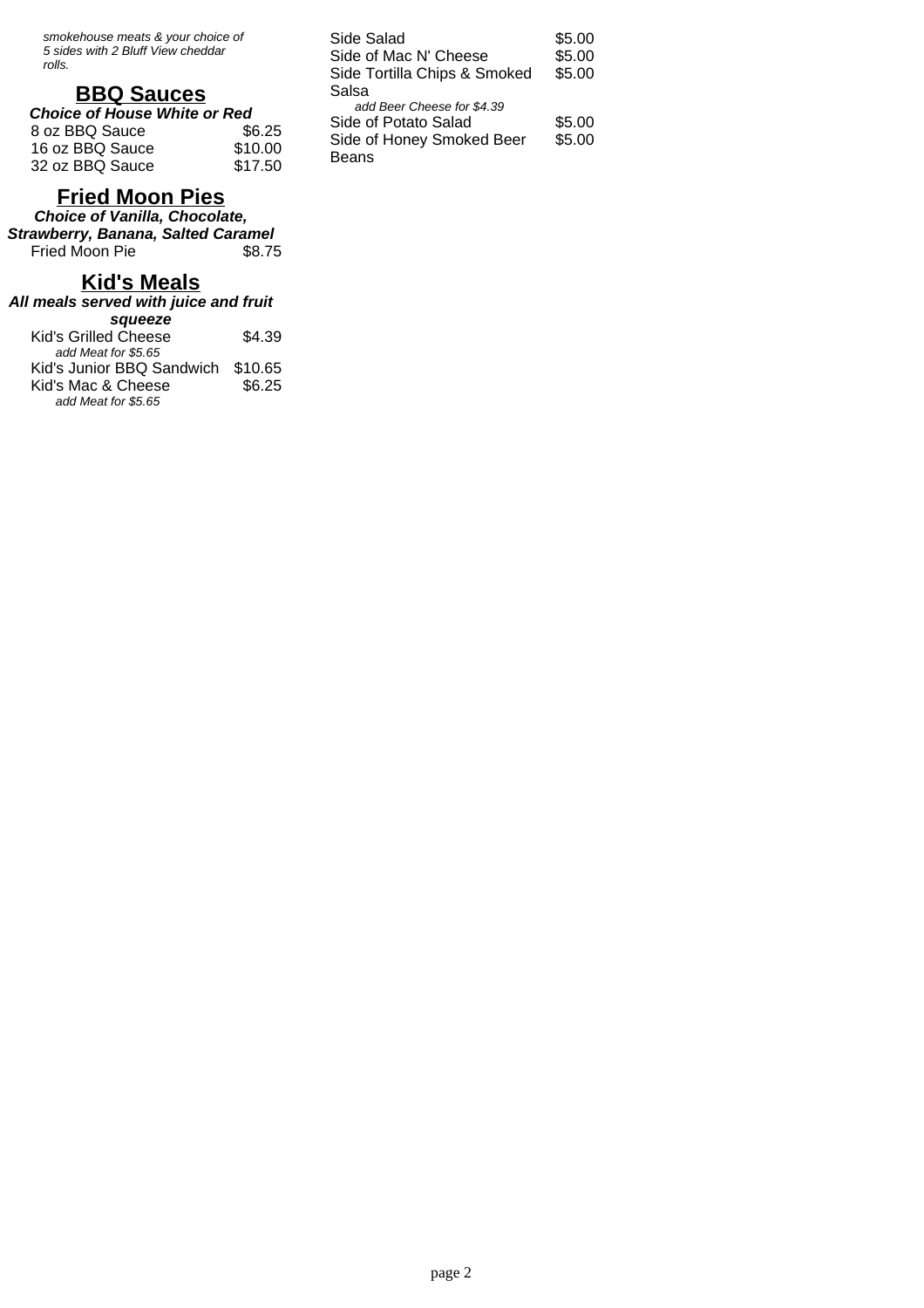*smokehouse meats & your choice of 5 sides with 2 Bluff View cheddar rolls.*

## BBQ Sauces

***Choice of House White or Red***

| | |
|---|---|
| 8 oz BBQ Sauce | $6.25 |
| 16 oz BBQ Sauce | $10.00 |
| 32 oz BBQ Sauce | $17.50 |

## Fried Moon Pies

***Choice of Vanilla, Chocolate, Strawberry, Banana, Salted Caramel***

| | |
|---|---|
| Fried Moon Pie | $8.75 |

## Kid's Meals

***All meals served with juice and fruit squeeze***

| | |
|---|---|
| Kid's Grilled Cheese<br>*add Meat for $5.65* | $4.39 |
| Kid's Junior BBQ Sandwich | $10.65 |
| Kid's Mac & Cheese<br>*add Meat for $5.65* | $6.25 |

| | |
|---|---|
| Side Salad | $5.00 |
| Side of Mac N' Cheese | $5.00 |
| Side Tortilla Chips & Smoked Salsa<br>*add Beer Cheese for $4.39* | $5.00 |
| Side of Potato Salad | $5.00 |
| Side of Honey Smoked Beer Beans | $5.00 |